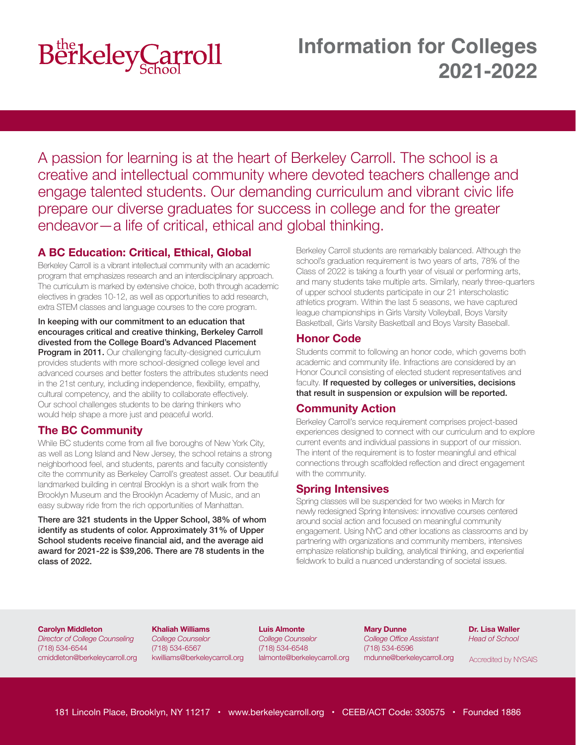# The Berkeley Carroll School

# Information for Colleges 2021-2022

A passion for learning is at the heart of Berkeley Carroll. The school is a creative and intellectual community where devoted teachers challenge and engage talented students. Our demanding curriculum and vibrant civic life prepare our diverse graduates for success in college and for the greater endeavor—a life of critical, ethical and global thinking.

## A BC Education: Critical, Ethical, Global

Berkeley Carroll is a vibrant intellectual community with an academic program that emphasizes research and an interdisciplinary approach. The curriculum is marked by extensive choice, both through academic electives in grades 10-12, as well as opportunities to add research, extra STEM classes and language courses to the core program.

**In keeping with our commitment to an education that encourages critical and creative thinking, Berkeley Carroll divested from the College Board's Advanced Placement Program in 2011.** Our challenging faculty-designed curriculum provides students with more school-designed college level and advanced courses and better fosters the attributes students need in the 21st century, including independence, flexibility, empathy, cultural competency, and the ability to collaborate effectively. Our school challenges students to be daring thinkers who would help shape a more just and peaceful world.

## The BC Community

While BC students come from all five boroughs of New York City, as well as Long Island and New Jersey, the school retains a strong neighborhood feel, and students, parents and faculty consistently cite the community as Berkeley Carroll's greatest asset. Our beautiful landmarked building in central Brooklyn is a short walk from the Brooklyn Museum and the Brooklyn Academy of Music, and an easy subway ride from the rich opportunities of Manhattan.

**There are 321 students in the Upper School, 38% of whom identify as students of color. Approximately 31% of Upper School students receive financial aid, and the average aid award for 2021-22 is $39,206. There are 78 students in the class of 2022.**

Berkeley Carroll students are remarkably balanced. Although the school's graduation requirement is two years of arts, 78% of the Class of 2022 is taking a fourth year of visual or performing arts, and many students take multiple arts. Similarly, nearly three-quarters of upper school students participate in our 21 interscholastic athletics program. Within the last 5 seasons, we have captured league championships in Girls Varsity Volleyball, Boys Varsity Basketball, Girls Varsity Basketball and Boys Varsity Baseball.

## Honor Code

Students commit to following an honor code, which governs both academic and community life. Infractions are considered by an Honor Council consisting of elected student representatives and faculty. **If requested by colleges or universities, decisions that result in suspension or expulsion will be reported.**

## Community Action

Berkeley Carroll's service requirement comprises project-based experiences designed to connect with our curriculum and to explore current events and individual passions in support of our mission. The intent of the requirement is to foster meaningful and ethical connections through scaffolded reflection and direct engagement with the community.

## Spring Intensives

Spring classes will be suspended for two weeks in March for newly redesigned Spring Intensives: innovative courses centered around social action and focused on meaningful community engagement. Using NYC and other locations as classrooms and by partnering with organizations and community members, intensives emphasize relationship building, analytical thinking, and experiential fieldwork to build a nuanced understanding of societal issues.

**Carolyn Middleton**
*Director of College Counseling*
(718) 534-6544
cmiddleton@berkeleycarroll.org

**Khaliah Williams**
*College Counselor*
(718) 534-6567
kwilliams@berkeleycarroll.org

**Luis Almonte**
*College Counselor*
(718) 534-6548
lalmonte@berkeleycarroll.org

**Mary Dunne**
*College Office Assistant*
(718) 534-6596
mdunne@berkeleycarroll.org

**Dr. Lisa Waller**
*Head of School*

Accredited by NYSAIS

181 Lincoln Place, Brooklyn, NY 11217 • www.berkeleycarroll.org • CEEB/ACT Code: 330575 • Founded 1886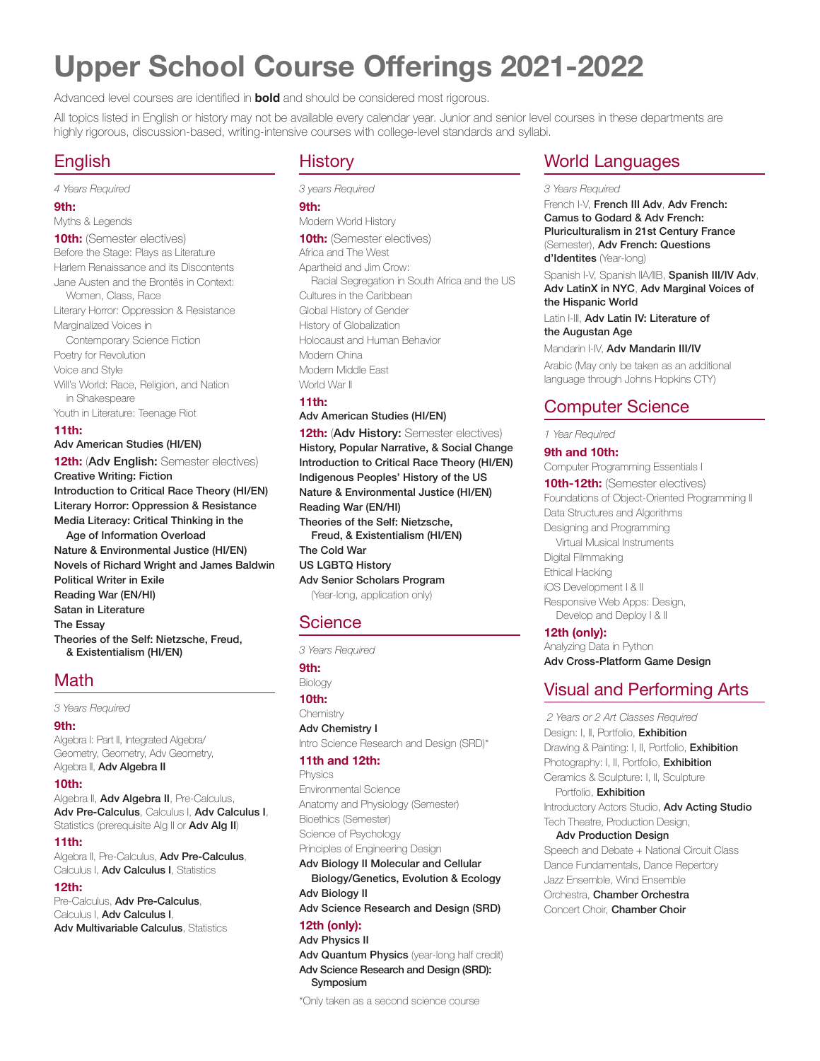# Upper School Course Offerings 2021-2022

Advanced level courses are identified in **bold** and should be considered most rigorous.

All topics listed in English or history may not be available every calendar year. Junior and senior level courses in these departments are highly rigorous, discussion-based, writing-intensive courses with college-level standards and syllabi.

## English

*4 Years Required*

**9th:**

Myths & Legends

**10th:** (Semester electives)

Before the Stage: Plays as Literature
Harlem Renaissance and its Discontents
Jane Austen and the Brontës in Context: Women, Class, Race
Literary Horror: Oppression & Resistance
Marginalized Voices in Contemporary Science Fiction
Poetry for Revolution
Voice and Style
Will's World: Race, Religion, and Nation in Shakespeare
Youth in Literature: Teenage Riot

**11th:**

**Adv American Studies (HI/EN)**

**12th:** (**Adv English:** Semester electives)

**Creative Writing: Fiction**
**Introduction to Critical Race Theory (HI/EN)**
**Literary Horror: Oppression & Resistance**
**Media Literacy: Critical Thinking in the Age of Information Overload**
**Nature & Environmental Justice (HI/EN)**
**Novels of Richard Wright and James Baldwin**
**Political Writer in Exile**
**Reading War (EN/HI)**
**Satan in Literature**
**The Essay**
**Theories of the Self: Nietzsche, Freud, & Existentialism (HI/EN)**

## Math

*3 Years Required*

**9th:**

Algebra I: Part II, Integrated Algebra/Geometry, Geometry, Adv Geometry, Algebra II, **Adv Algebra II**

**10th:**

Algebra II, **Adv Algebra II**, Pre-Calculus, **Adv Pre-Calculus**, Calculus I, **Adv Calculus I**, Statistics (prerequisite Alg II or **Adv Alg II**)

**11th:**

Algebra II, Pre-Calculus, **Adv Pre-Calculus**, Calculus I, **Adv Calculus I**, Statistics

**12th:**

Pre-Calculus, **Adv Pre-Calculus**, Calculus I, **Adv Calculus I**, **Adv Multivariable Calculus**, Statistics

## History

*3 years Required*

**9th:**

Modern World History

**10th:** (Semester electives)

Africa and The West
Apartheid and Jim Crow: Racial Segregation in South Africa and the US
Cultures in the Caribbean
Global History of Gender
History of Globalization
Holocaust and Human Behavior
Modern China
Modern Middle East
World War II

**11th:**

**Adv American Studies (HI/EN)**

**12th:** (**Adv History:** Semester electives)

**History, Popular Narrative, & Social Change**
**Introduction to Critical Race Theory (HI/EN)**
**Indigenous Peoples' History of the US**
**Nature & Environmental Justice (HI/EN)**
**Reading War (EN/HI)**
**Theories of the Self: Nietzsche, Freud, & Existentialism (HI/EN)**
**The Cold War**
**US LGBTQ History**
**Adv Senior Scholars Program** (Year-long, application only)

## Science

*3 Years Required*

**9th:**

Biology

**10th:**

Chemistry
**Adv Chemistry I**
Intro Science Research and Design (SRD)*

**11th and 12th:**

Physics
Environmental Science
Anatomy and Physiology (Semester)
Bioethics (Semester)
Science of Psychology
Principles of Engineering Design
**Adv Biology II Molecular and Cellular Biology/Genetics, Evolution & Ecology**
**Adv Biology II**
**Adv Science Research and Design (SRD)**

**12th (only):**

**Adv Physics II**
**Adv Quantum Physics** (year-long half credit)
**Adv Science Research and Design (SRD): Symposium**

*Only taken as a second science course

## World Languages

*3 Years Required*

French I-V, **French III Adv**, **Adv French: Camus to Godard & Adv French: Pluriculturalism in 21st Century France** (Semester), **Adv French: Questions d'Identites** (Year-long)

Spanish I-V, Spanish IIA/IIB, **Spanish III/IV Adv**, **Adv LatinX in NYC**, **Adv Marginal Voices of the Hispanic World**

Latin I-III, **Adv Latin IV: Literature of the Augustan Age**

Mandarin I-IV, **Adv Mandarin III/IV**

Arabic (May only be taken as an additional language through Johns Hopkins CTY)

## Computer Science

*1 Year Required*

**9th and 10th:**

Computer Programming Essentials I

**10th-12th:** (Semester electives)

Foundations of Object-Oriented Programming II
Data Structures and Algorithms
Designing and Programming Virtual Musical Instruments
Digital Filmmaking
Ethical Hacking
iOS Development I & II
Responsive Web Apps: Design, Develop and Deploy I & II

**12th (only):**

Analyzing Data in Python
**Adv Cross-Platform Game Design**

## Visual and Performing Arts

*2 Years or 2 Art Classes Required*

Design: I, II, Portfolio, **Exhibition**
Drawing & Painting: I, II, Portfolio, **Exhibition**
Photography: I, II, Portfolio, **Exhibition**
Ceramics & Sculpture: I, II, Sculpture Portfolio, **Exhibition**
Introductory Actors Studio, **Adv Acting Studio**
Tech Theatre, Production Design, **Adv Production Design**
Speech and Debate + National Circuit Class
Dance Fundamentals, Dance Repertory
Jazz Ensemble, Wind Ensemble
Orchestra, **Chamber Orchestra**
Concert Choir, **Chamber Choir**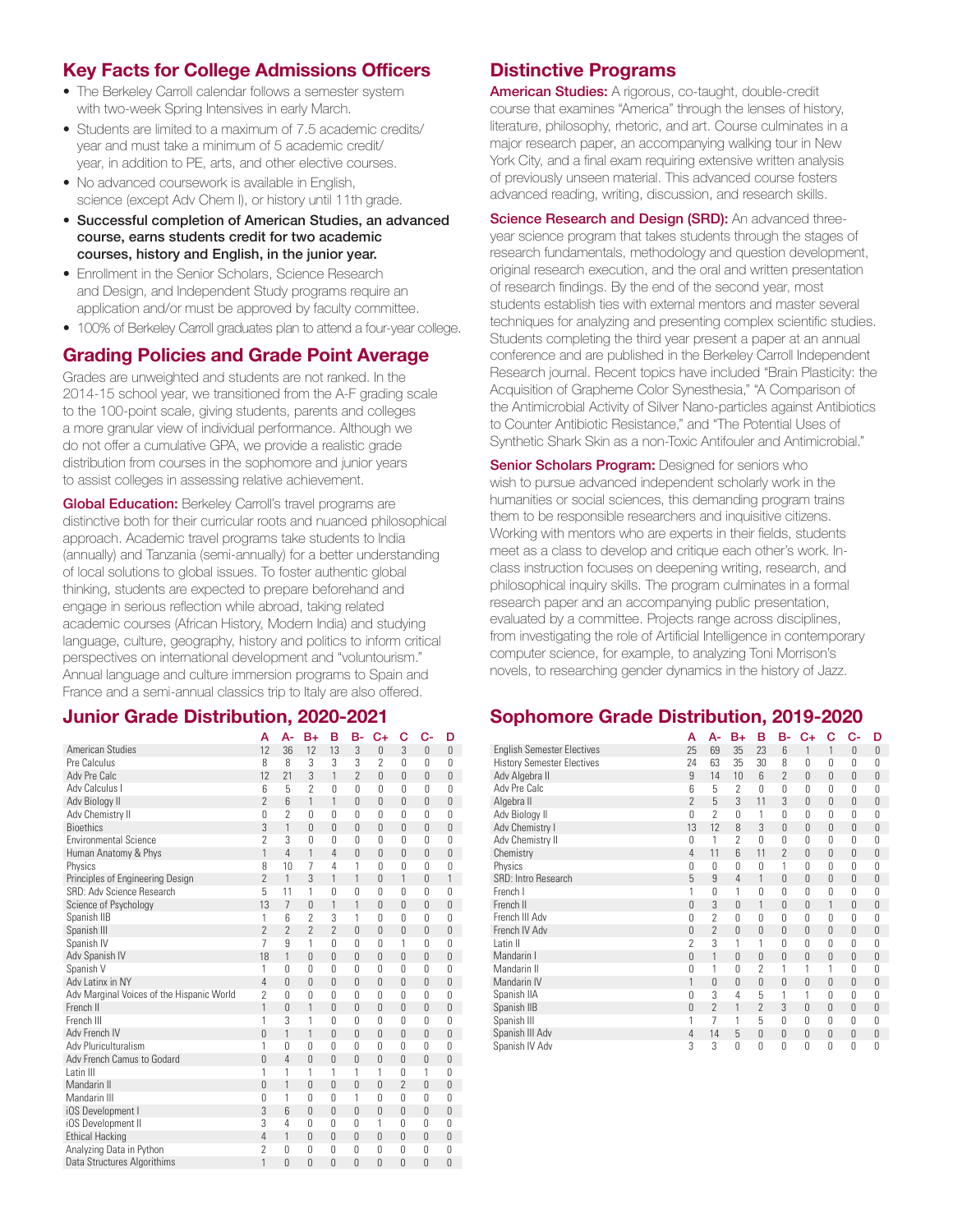## Key Facts for College Admissions Officers

- The Berkeley Carroll calendar follows a semester system with two-week Spring Intensives in early March.
- Students are limited to a maximum of 7.5 academic credits/year and must take a minimum of 5 academic credit/year, in addition to PE, arts, and other elective courses.
- No advanced coursework is available in English, science (except Adv Chem I), or history until 11th grade.
- **Successful completion of American Studies, an advanced course, earns students credit for two academic courses, history and English, in the junior year.**
- Enrollment in the Senior Scholars, Science Research and Design, and Independent Study programs require an application and/or must be approved by faculty committee.
- 100% of Berkeley Carroll graduates plan to attend a four-year college.

## Grading Policies and Grade Point Average

Grades are unweighted and students are not ranked. In the 2014-15 school year, we transitioned from the A-F grading scale to the 100-point scale, giving students, parents and colleges a more granular view of individual performance. Although we do not offer a cumulative GPA, we provide a realistic grade distribution from courses in the sophomore and junior years to assist colleges in assessing relative achievement.

**Global Education:** Berkeley Carroll's travel programs are distinctive both for their curricular roots and nuanced philosophical approach. Academic travel programs take students to India (annually) and Tanzania (semi-annually) for a better understanding of local solutions to global issues. To foster authentic global thinking, students are expected to prepare beforehand and engage in serious reflection while abroad, taking related academic courses (African History, Modern India) and studying language, culture, geography, history and politics to inform critical perspectives on international development and "voluntourism." Annual language and culture immersion programs to Spain and France and a semi-annual classics trip to Italy are also offered.

## Distinctive Programs

**American Studies:** A rigorous, co-taught, double-credit course that examines "America" through the lenses of history, literature, philosophy, rhetoric, and art. Course culminates in a major research paper, an accompanying walking tour in New York City, and a final exam requiring extensive written analysis of previously unseen material. This advanced course fosters advanced reading, writing, discussion, and research skills.

**Science Research and Design (SRD):** An advanced three-year science program that takes students through the stages of research fundamentals, methodology and question development, original research execution, and the oral and written presentation of research findings. By the end of the second year, most students establish ties with external mentors and master several techniques for analyzing and presenting complex scientific studies. Students completing the third year present a paper at an annual conference and are published in the Berkeley Carroll Independent Research journal. Recent topics have included "Brain Plasticity: the Acquisition of Grapheme Color Synesthesia," "A Comparison of the Antimicrobial Activity of Silver Nano-particles against Antibiotics to Counter Antibiotic Resistance," and "The Potential Uses of Synthetic Shark Skin as a Non-Toxic Antifouler and Antimicrobial."

**Senior Scholars Program:** Designed for seniors who wish to pursue advanced independent scholarly work in the humanities or social sciences, this demanding program trains them to be responsible researchers and inquisitive citizens. Working with mentors who are experts in their fields, students meet as a class to develop and critique each other's work. In-class instruction focuses on deepening writing, research, and philosophical inquiry skills. The program culminates in a formal research paper and an accompanying public presentation, evaluated by a committee. Projects range across disciplines, from investigating the role of Artificial Intelligence in contemporary computer science, for example, to analyzing Toni Morrison's novels, to researching gender dynamics in the history of Jazz.

## Junior Grade Distribution, 2020-2021

| | A | A- | B+ | B | B- | C+ | C | C- | D |
|---|---|---|---|---|---|---|---|---|---|
| American Studies | 12 | 36 | 12 | 13 | 3 | 0 | 3 | 0 | 0 |
| Pre Calculus | 8 | 8 | 3 | 3 | 3 | 2 | 0 | 0 | 0 |
| Adv Pre Calc | 12 | 21 | 3 | 1 | 2 | 0 | 0 | 0 | 0 |
| Adv Calculus I | 6 | 5 | 2 | 0 | 0 | 0 | 0 | 0 | 0 |
| Adv Biology II | 2 | 6 | 1 | 1 | 0 | 0 | 0 | 0 | 0 |
| Adv Chemistry II | 0 | 2 | 0 | 0 | 0 | 0 | 0 | 0 | 0 |
| Bioethics | 3 | 1 | 0 | 0 | 0 | 0 | 0 | 0 | 0 |
| Environmental Science | 2 | 3 | 0 | 0 | 0 | 0 | 0 | 0 | 0 |
| Human Anatomy & Phys | 1 | 4 | 1 | 4 | 0 | 0 | 0 | 0 | 0 |
| Physics | 8 | 10 | 7 | 4 | 1 | 0 | 0 | 0 | 0 |
| Principles of Engineering Design | 2 | 1 | 3 | 1 | 1 | 0 | 1 | 0 | 1 |
| SRD: Adv Science Research | 5 | 11 | 1 | 0 | 0 | 0 | 0 | 0 | 0 |
| Science of Psychology | 13 | 7 | 0 | 1 | 1 | 0 | 0 | 0 | 0 |
| Spanish IIB | 1 | 6 | 2 | 3 | 1 | 0 | 0 | 0 | 0 |
| Spanish III | 2 | 2 | 2 | 2 | 0 | 0 | 0 | 0 | 0 |
| Spanish IV | 7 | 9 | 1 | 0 | 0 | 0 | 1 | 0 | 0 |
| Adv Spanish IV | 18 | 1 | 0 | 0 | 0 | 0 | 0 | 0 | 0 |
| Spanish V | 1 | 0 | 0 | 0 | 0 | 0 | 0 | 0 | 0 |
| Adv Latinx in NY | 4 | 0 | 0 | 0 | 0 | 0 | 0 | 0 | 0 |
| Adv Marginal Voices of the Hispanic World | 2 | 0 | 0 | 0 | 0 | 0 | 0 | 0 | 0 |
| French II | 1 | 0 | 1 | 0 | 0 | 0 | 0 | 0 | 0 |
| French III | 1 | 3 | 1 | 0 | 0 | 0 | 0 | 0 | 0 |
| Adv French IV | 0 | 1 | 1 | 0 | 0 | 0 | 0 | 0 | 0 |
| Adv Pluriculturalism | 1 | 0 | 0 | 0 | 0 | 0 | 0 | 0 | 0 |
| Adv French Camus to Godard | 0 | 4 | 0 | 0 | 0 | 0 | 0 | 0 | 0 |
| Latin III | 1 | 1 | 1 | 1 | 1 | 1 | 0 | 1 | 0 |
| Mandarin II | 0 | 1 | 0 | 0 | 0 | 0 | 2 | 0 | 0 |
| Mandarin III | 0 | 1 | 0 | 0 | 1 | 0 | 0 | 0 | 0 |
| iOS Development I | 3 | 6 | 0 | 0 | 0 | 0 | 0 | 0 | 0 |
| iOS Development II | 3 | 4 | 0 | 0 | 0 | 1 | 0 | 0 | 0 |
| Ethical Hacking | 4 | 1 | 0 | 0 | 0 | 0 | 0 | 0 | 0 |
| Analyzing Data in Python | 2 | 0 | 0 | 0 | 0 | 0 | 0 | 0 | 0 |
| Data Structures Algorithims | 1 | 0 | 0 | 0 | 0 | 0 | 0 | 0 | 0 |

## Sophomore Grade Distribution, 2019-2020

| | A | A- | B+ | B | B- | C+ | C | C- | D |
|---|---|---|---|---|---|---|---|---|---|
| English Semester Electives | 25 | 69 | 35 | 23 | 6 | 1 | 1 | 0 | 0 |
| History Semester Electives | 24 | 63 | 35 | 30 | 8 | 0 | 0 | 0 | 0 |
| Adv Algebra II | 9 | 14 | 10 | 6 | 2 | 0 | 0 | 0 | 0 |
| Adv Pre Calc | 6 | 5 | 2 | 0 | 0 | 0 | 0 | 0 | 0 |
| Algebra II | 2 | 5 | 3 | 11 | 3 | 0 | 0 | 0 | 0 |
| Adv Biology II | 0 | 2 | 0 | 1 | 0 | 0 | 0 | 0 | 0 |
| Adv Chemistry I | 13 | 12 | 8 | 3 | 0 | 0 | 0 | 0 | 0 |
| Adv Chemistry II | 0 | 1 | 2 | 0 | 0 | 0 | 0 | 0 | 0 |
| Chemistry | 4 | 11 | 6 | 11 | 2 | 0 | 0 | 0 | 0 |
| Physics | 0 | 0 | 0 | 0 | 1 | 0 | 0 | 0 | 0 |
| SRD: Intro Research | 5 | 9 | 4 | 1 | 0 | 0 | 0 | 0 | 0 |
| French I | 1 | 0 | 1 | 0 | 0 | 0 | 0 | 0 | 0 |
| French II | 0 | 3 | 0 | 1 | 0 | 0 | 1 | 0 | 0 |
| French III Adv | 0 | 2 | 0 | 0 | 0 | 0 | 0 | 0 | 0 |
| French IV Adv | 0 | 2 | 0 | 0 | 0 | 0 | 0 | 0 | 0 |
| Latin II | 2 | 3 | 1 | 1 | 0 | 0 | 0 | 0 | 0 |
| Mandarin I | 0 | 1 | 0 | 0 | 0 | 0 | 0 | 0 | 0 |
| Mandarin II | 0 | 1 | 0 | 2 | 1 | 1 | 1 | 0 | 0 |
| Mandarin IV | 1 | 0 | 0 | 0 | 0 | 0 | 0 | 0 | 0 |
| Spanish IIA | 0 | 3 | 4 | 5 | 1 | 1 | 0 | 0 | 0 |
| Spanish IIB | 0 | 2 | 1 | 2 | 3 | 0 | 0 | 0 | 0 |
| Spanish III | 1 | 7 | 1 | 5 | 0 | 0 | 0 | 0 | 0 |
| Spanish III Adv | 4 | 14 | 5 | 0 | 0 | 0 | 0 | 0 | 0 |
| Spanish IV Adv | 3 | 3 | 0 | 0 | 0 | 0 | 0 | 0 | 0 |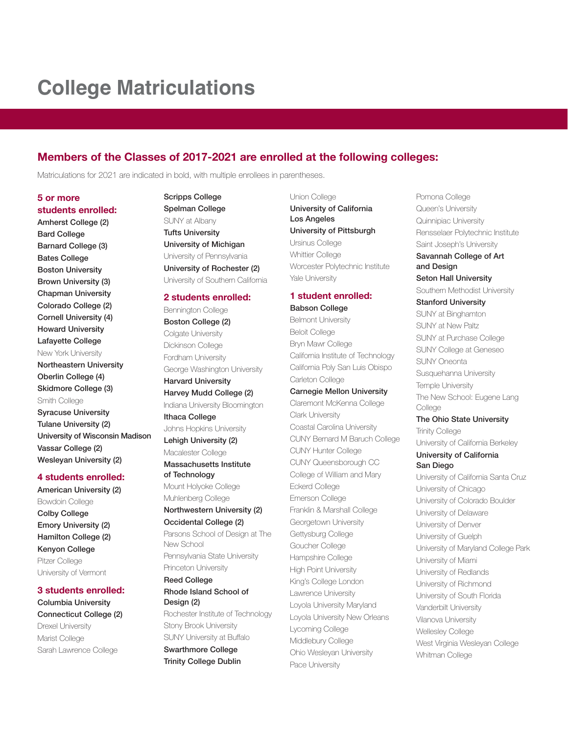# College Matriculations

## Members of the Classes of 2017-2021 are enrolled at the following colleges:

Matriculations for 2021 are indicated in bold, with multiple enrollees in parentheses.

### 5 or more students enrolled:

**Amherst College (2)**
**Bard College**
**Barnard College (3)**
**Bates College**
**Boston University**
**Brown University (3)**
**Chapman University**
**Colorado College (2)**
**Cornell University (4)**
**Howard University**
**Lafayette College**
New York University
**Northeastern University**
**Oberlin College (4)**
**Skidmore College (3)**
Smith College
**Syracuse University**
**Tulane University (2)**
**University of Wisconsin Madison**
**Vassar College (2)**
**Wesleyan University (2)**

### 4 students enrolled:

**American University (2)**
Bowdoin College
**Colby College**
**Emory University (2)**
**Hamilton College (2)**
**Kenyon College**
Pitzer College
University of Vermont

### 3 students enrolled:

**Columbia University**
**Connecticut College (2)**
Drexel University
Marist College
Sarah Lawrence College
**Scripps College**
**Spelman College**
SUNY at Albany
**Tufts University**
**University of Michigan**
University of Pennsylvania
**University of Rochester (2)**
University of Southern California

### 2 students enrolled:

Bennington College
**Boston College (2)**
Colgate University
Dickinson College
Fordham University
George Washington University
**Harvard University**
**Harvey Mudd College (2)**
Indiana University Bloomington
**Ithaca College**
Johns Hopkins University
**Lehigh University (2)**
Macalester College
**Massachusetts Institute of Technology**
Mount Holyoke College
Muhlenberg College
**Northwestern University (2)**
**Occidental College (2)**
Parsons School of Design at The New School
Pennsylvania State University
Princeton University
**Reed College**
**Rhode Island School of Design (2)**
Rochester Institute of Technology
Stony Brook University
SUNY University at Buffalo
**Swarthmore College**
**Trinity College Dublin**
Union College
**University of California Los Angeles**
**University of Pittsburgh**
Ursinus College
Whittier College
Worcester Polytechnic Institute
Yale University

### 1 student enrolled:

**Babson College**
Belmont University
Beloit College
Bryn Mawr College
California Institute of Technology
California Poly San Luis Obispo
Carleton College
**Carnegie Mellon University**
Claremont McKenna College
Clark University
Coastal Carolina University
CUNY Bernard M Baruch College
CUNY Hunter College
CUNY Queensborough CC
College of William and Mary
Eckerd College
Emerson College
Franklin & Marshall College
Georgetown University
Gettysburg College
Goucher College
Hampshire College
High Point University
King's College London
Lawrence University
Loyola University Maryland
Loyola University New Orleans
Lycoming College
Middlebury College
Ohio Wesleyan University
Pace University
Pomona College
Queen's University
Quinnipiac University
Rensselaer Polytechnic Institute
Saint Joseph's University
**Savannah College of Art and Design**
**Seton Hall University**
Southern Methodist University
**Stanford University**
SUNY at Binghamton
SUNY at New Paltz
SUNY at Purchase College
SUNY College at Geneseo
SUNY Oneonta
Susquehanna University
Temple University
The New School: Eugene Lang College
**The Ohio State University**
Trinity College
University of California Berkeley
**University of California San Diego**
University of California Santa Cruz
University of Chicago
University of Colorado Boulder
University of Delaware
University of Denver
University of Guelph
University of Maryland College Park
University of Miami
University of Redlands
University of Richmond
University of South Florida
Vanderbilt University
Vilanova University
Wellesley College
West Virginia Wesleyan College
Whitman College